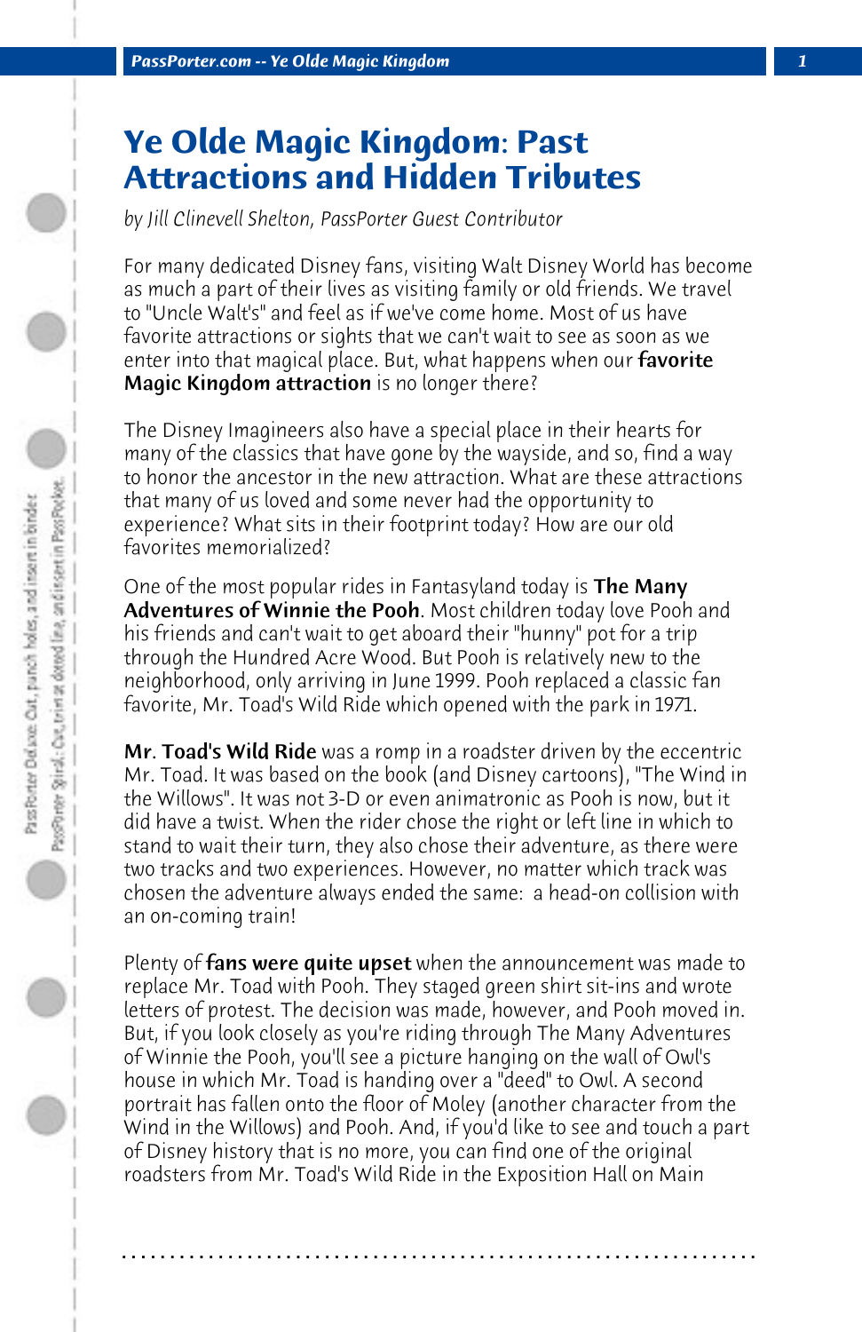# Ye Olde Magic Kingdom: Past Attractions and Hidden Tributes

*by Jill Clinevell Shelton, PassPorter Guest Contributor*

For many dedicated Disney fans, visiting Walt Disney World has become as much a part of their lives as visiting family or old friends. We travel to "Uncle Walt's" and feel as if we've come home. Most of us have favorite attractions or sights that we can't wait to see as soon as we enter into that magical place. But, what happens when our **favorite Magic Kingdom attraction** is no longer there?

The Disney Imagineers also have a special place in their hearts for many of the classics that have gone by the wayside, and so, find a way to honor the ancestor in the new attraction. What are these attractions that many of us loved and some never had the opportunity to experience? What sits in their footprint today? How are our old favorites memorialized?

One of the most popular rides in Fantasyland today is **The Many Adventures of Winnie the Pooh**. Most children today love Pooh and his friends and can't wait to get aboard their "hunny" pot for a trip through the Hundred Acre Wood. But Pooh is relatively new to the neighborhood, only arriving in June 1999. Pooh replaced a classic fan favorite, Mr. Toad's Wild Ride which opened with the park in 1971.

**Mr. Toad's Wild Ride** was a romp in a roadster driven by the eccentric Mr. Toad. It was based on the book (and Disney cartoons), "The Wind in the Willows". It was not 3-D or even animatronic as Pooh is now, but it did have a twist. When the rider chose the right or left line in which to stand to wait their turn, they also chose their adventure, as there were two tracks and two experiences. However, no matter which track was chosen the adventure always ended the same: a head-on collision with an on-coming train!

Plenty of **fans were quite upset** when the announcement was made to replace Mr. Toad with Pooh. They staged green shirt sit-ins and wrote letters of protest. The decision was made, however, and Pooh moved in. But, if you look closely as you're riding through The Many Adventures of Winnie the Pooh, you'll see a picture hanging on the wall of Owl's house in which Mr. Toad is handing over a "deed" to Owl. A second portrait has fallen onto the floor of Moley (another character from the Wind in the Willows) and Pooh. And, if you'd like to see and touch a part of Disney history that is no more, you can find one of the original roadsters from Mr. Toad's Wild Ride in the Exposition Hall on Main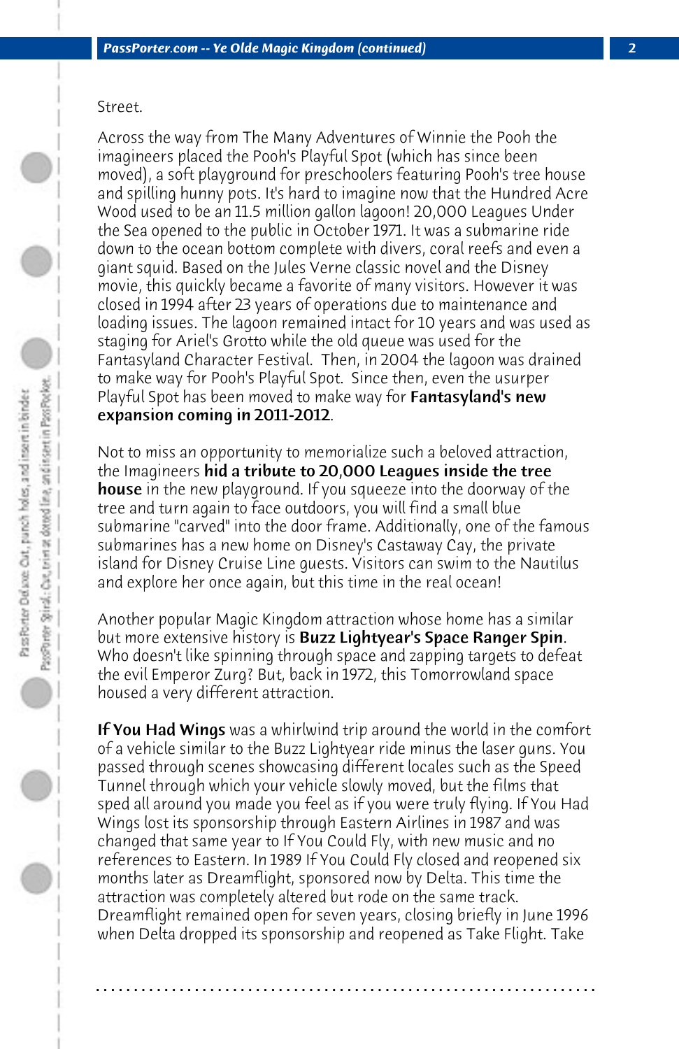Street.

Across the way from The Many Adventures of Winnie the Pooh the imagineers placed the Pooh's Playful Spot (which has since been moved), a soft playground for preschoolers featuring Pooh's tree house and spilling hunny pots. It's hard to imagine now that the Hundred Acre Wood used to be an 11.5 million gallon lagoon! 20,000 Leagues Under the Sea opened to the public in October 1971. It was a submarine ride down to the ocean bottom complete with divers, coral reefs and even a giant squid. Based on the Jules Verne classic novel and the Disney movie, this quickly became a favorite of many visitors. However it was closed in 1994 after 23 years of operations due to maintenance and loading issues. The lagoon remained intact for 10 years and was used as staging for Ariel's Grotto while the old queue was used for the Fantasyland Character Festival. Then, in 2004 the lagoon was drained to make way for Pooh's Playful Spot. Since then, even the usurper Playful Spot has been moved to make way for **Fantasyland's new expansion coming in 2011-2012**.

Not to miss an opportunity to memorialize such a beloved attraction, the Imagineers **hid a tribute to 20,000 Leagues inside the tree house** in the new playground. If you squeeze into the doorway of the tree and turn again to face outdoors, you will find a small blue submarine "carved" into the door frame. Additionally, one of the famous submarines has a new home on Disney's Castaway Cay, the private island for Disney Cruise Line guests. Visitors can swim to the Nautilus and explore her once again, but this time in the real ocean!

Another popular Magic Kingdom attraction whose home has a similar but more extensive history is **Buzz Lightyear's Space Ranger Spin**. Who doesn't like spinning through space and zapping targets to defeat the evil Emperor Zurg? But, back in 1972, this Tomorrowland space housed a very different attraction.

**If You Had Wings** was a whirlwind trip around the world in the comfort of a vehicle similar to the Buzz Lightyear ride minus the laser guns. You passed through scenes showcasing different locales such as the Speed Tunnel through which your vehicle slowly moved, but the films that sped all around you made you feel as if you were truly flying. If You Had Wings lost its sponsorship through Eastern Airlines in 1987 and was changed that same year to If You Could Fly, with new music and no references to Eastern. In 1989 If You Could Fly closed and reopened six months later as Dreamflight, sponsored now by Delta. This time the attraction was completely altered but rode on the same track. Dreamflight remained open for seven years, closing briefly in June 1996 when Delta dropped its sponsorship and reopened as Take Flight. Take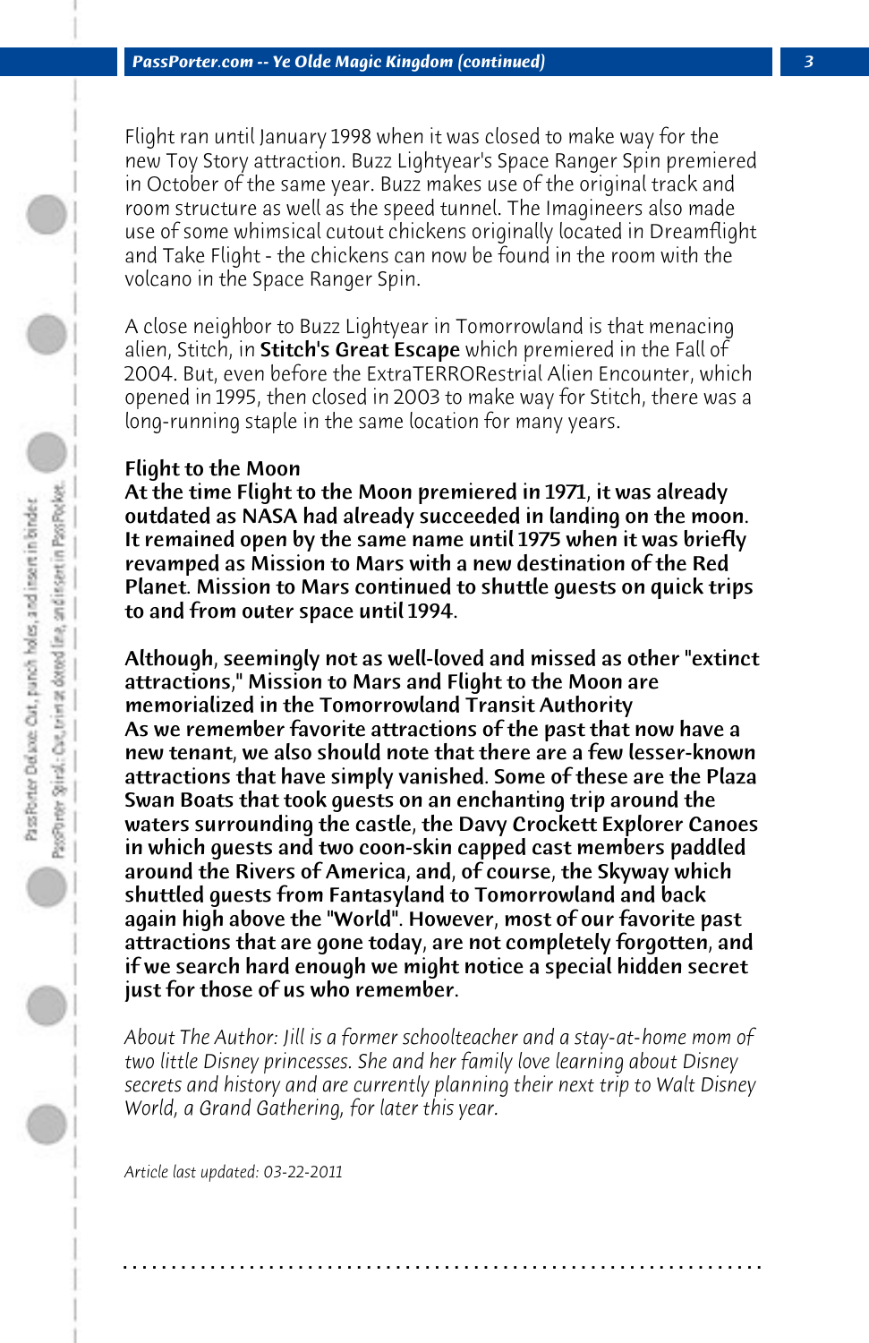Flight ran until January 1998 when it was closed to make way for the new Toy Story attraction. Buzz Lightyear's Space Ranger Spin premiered in October of the same year. Buzz makes use of the original track and room structure as well as the speed tunnel. The Imagineers also made use of some whimsical cutout chickens originally located in Dreamflight and Take Flight - the chickens can now be found in the room with the volcano in the Space Ranger Spin.

A close neighbor to Buzz Lightyear in Tomorrowland is that menacing alien, Stitch, in **Stitch's Great Escape** which premiered in the Fall of 2004. But, even before the ExtraTERRORestrial Alien Encounter, which opened in 1995, then closed in 2003 to make way for Stitch, there was a long-running staple in the same location for many years.

**Flight to the Moon**

**At the time Flight to the Moon premiered in 1971, it was already outdated as NASA had already succeeded in landing on the moon. It remained open by the same name until 1975 when it was briefly revamped as Mission to Mars with a new destination of the Red Planet. Mission to Mars continued to shuttle guests on quick trips to and from outer space until 1994.**

**Although, seemingly not as well-loved and missed as other "extinct attractions," Mission to Mars and Flight to the Moon are memorialized in the Tomorrowland Transit Authority**

**As we remember favorite attractions of the past that now have a new tenant, we also should note that there are a few lesser-known attractions that have simply vanished. Some of these are the Plaza Swan Boats that took guests on an enchanting trip around the waters surrounding the castle, the Davy Crockett Explorer Canoes in which guests and two coon-skin capped cast members paddled around the Rivers of America, and, of course, the Skyway which shuttled guests from Fantasyland to Tomorrowland and back again high above the "World". However, most of our favorite past attractions that are gone today, are not completely forgotten, and if we search hard enough we might notice a special hidden secret just for those of us who remember.**

*About The Author: Jill is a former schoolteacher and a stay-at-home mom of two little Disney princesses. She and her family love learning about Disney secrets and history and are currently planning their next trip to Walt Disney World, a Grand Gathering, for later this year.*

*Article last updated: 03-22-2011*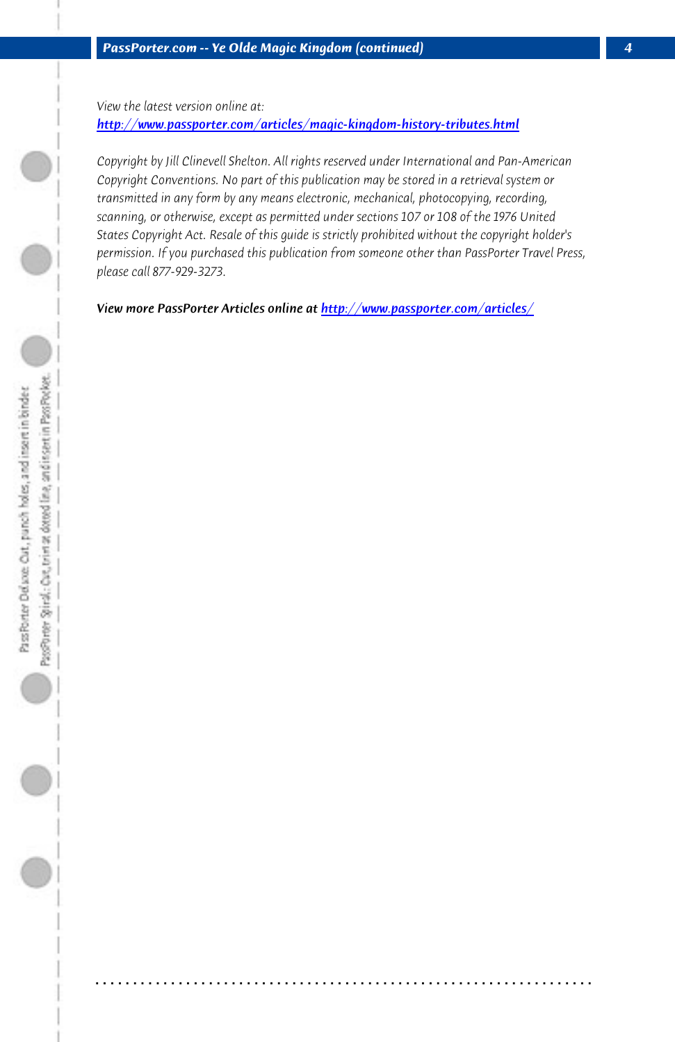*View the latest version online at:*
*http://www.passporter.com/articles/magic-kingdom-history-tributes.html*

*Copyright by Jill Clinevell Shelton. All rights reserved under International and Pan-American Copyright Conventions. No part of this publication may be stored in a retrieval system or transmitted in any form by any means electronic, mechanical, photocopying, recording, scanning, or otherwise, except as permitted under sections 107 or 108 of the 1976 United States Copyright Act. Resale of this guide is strictly prohibited without the copyright holder's permission. If you purchased this publication from someone other than PassPorter Travel Press, please call 877-929-3273.*

***View more PassPorter Articles online at http://www.passporter.com/articles/***